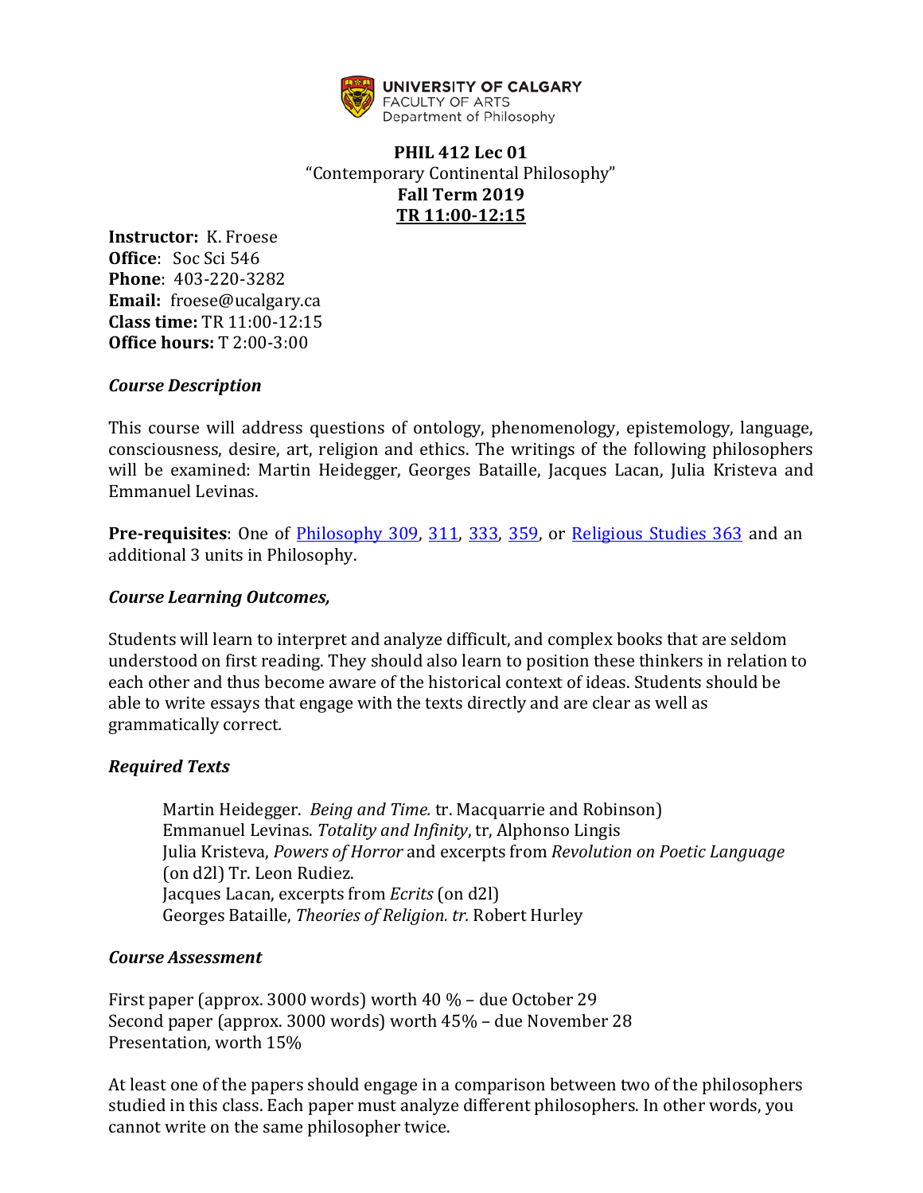UNIVERSITY OF CALGARY
FACULTY OF ARTS
Department of Philosophy

**PHIL 412 Lec 01**
"Contemporary Continental Philosophy"
**Fall Term 2019**
**TR 11:00-12:15**

**Instructor:** K. Froese
**Office**: Soc Sci 546
**Phone**: 403-220-3282
**Email:** froese@ucalgary.ca
**Class time:** TR 11:00-12:15
**Office hours:** T 2:00-3:00

### *Course Description*

This course will address questions of ontology, phenomenology, epistemology, language, consciousness, desire, art, religion and ethics. The writings of the following philosophers will be examined: Martin Heidegger, Georges Bataille, Jacques Lacan, Julia Kristeva and Emmanuel Levinas.

**Pre-requisites**: One of Philosophy 309, 311, 333, 359, or Religious Studies 363 and an additional 3 units in Philosophy.

### *Course Learning Outcomes,*

Students will learn to interpret and analyze difficult, and complex books that are seldom understood on first reading. They should also learn to position these thinkers in relation to each other and thus become aware of the historical context of ideas. Students should be able to write essays that engage with the texts directly and are clear as well as grammatically correct.

### *Required Texts*

Martin Heidegger. *Being and Time.* tr. Macquarrie and Robinson)
Emmanuel Levinas. *Totality and Infinity*, tr, Alphonso Lingis
Julia Kristeva, *Powers of Horror* and excerpts from *Revolution on Poetic Language* (on d2l) Tr. Leon Rudiez.
Jacques Lacan, excerpts from *Ecrits* (on d2l)
Georges Bataille, *Theories of Religion. tr.* Robert Hurley

### *Course Assessment*

First paper (approx. 3000 words) worth 40 % – due October 29
Second paper (approx. 3000 words) worth 45% – due November 28
Presentation, worth 15%

At least one of the papers should engage in a comparison between two of the philosophers studied in this class. Each paper must analyze different philosophers. In other words, you cannot write on the same philosopher twice.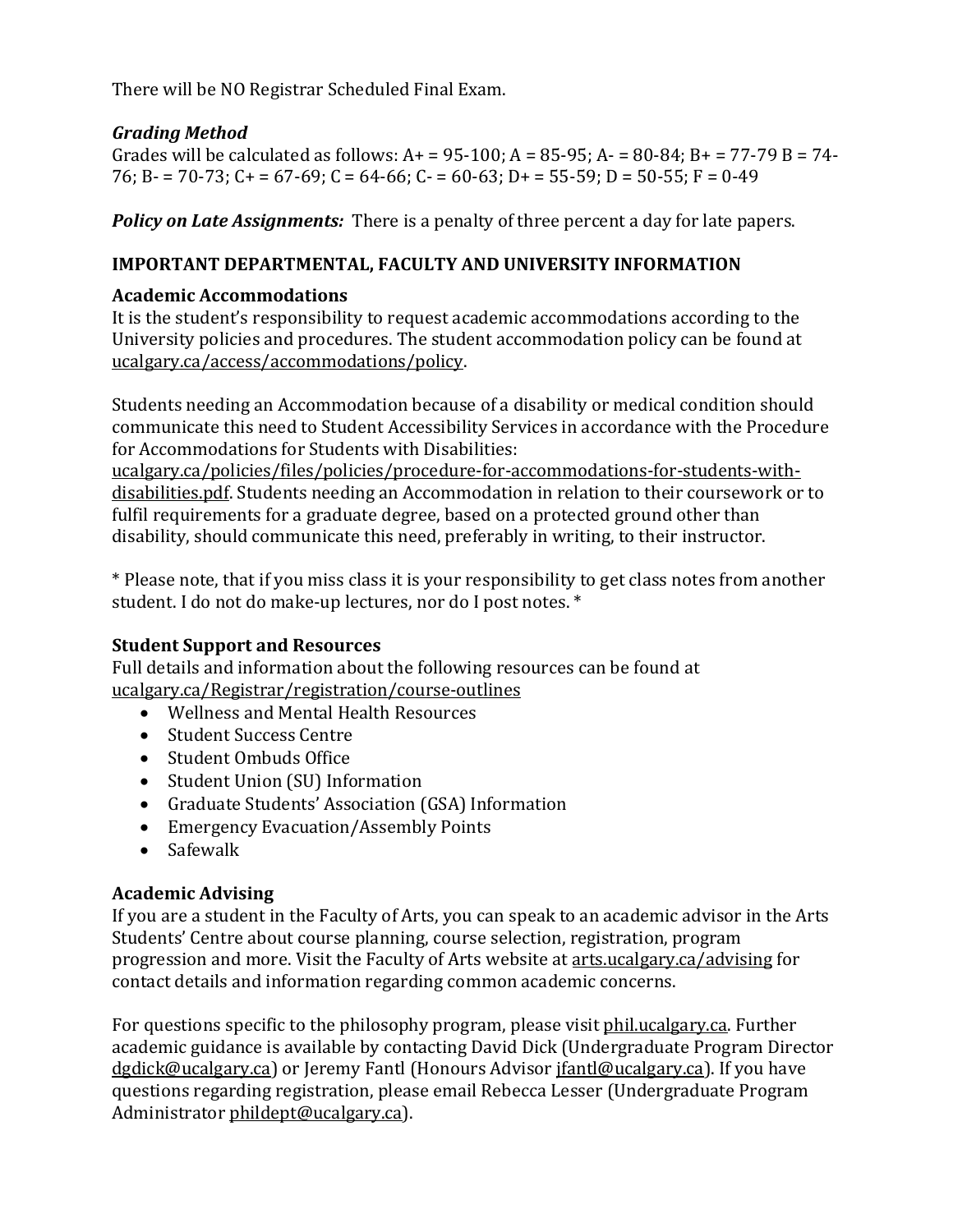There will be NO Registrar Scheduled Final Exam.

### *Grading Method*

Grades will be calculated as follows: A+ = 95-100; A = 85-95; A- = 80-84; B+ = 77-79 B = 74-76; B- = 70-73; C+ = 67-69; C = 64-66; C- = 60-63; D+ = 55-59; D = 50-55; F = 0-49

***Policy on Late Assignments:*** There is a penalty of three percent a day for late papers.

## IMPORTANT DEPARTMENTAL, FACULTY AND UNIVERSITY INFORMATION

### Academic Accommodations

It is the student's responsibility to request academic accommodations according to the University policies and procedures. The student accommodation policy can be found at ucalgary.ca/access/accommodations/policy.

Students needing an Accommodation because of a disability or medical condition should communicate this need to Student Accessibility Services in accordance with the Procedure for Accommodations for Students with Disabilities: ucalgary.ca/policies/files/policies/procedure-for-accommodations-for-students-with-disabilities.pdf. Students needing an Accommodation in relation to their coursework or to fulfil requirements for a graduate degree, based on a protected ground other than disability, should communicate this need, preferably in writing, to their instructor.

* Please note, that if you miss class it is your responsibility to get class notes from another student. I do not do make-up lectures, nor do I post notes. *

### Student Support and Resources

Full details and information about the following resources can be found at ucalgary.ca/Registrar/registration/course-outlines

- Wellness and Mental Health Resources
- Student Success Centre
- Student Ombuds Office
- Student Union (SU) Information
- Graduate Students' Association (GSA) Information
- Emergency Evacuation/Assembly Points
- Safewalk

### Academic Advising

If you are a student in the Faculty of Arts, you can speak to an academic advisor in the Arts Students' Centre about course planning, course selection, registration, program progression and more. Visit the Faculty of Arts website at arts.ucalgary.ca/advising for contact details and information regarding common academic concerns.

For questions specific to the philosophy program, please visit phil.ucalgary.ca. Further academic guidance is available by contacting David Dick (Undergraduate Program Director dgdick@ucalgary.ca) or Jeremy Fantl (Honours Advisor jfantl@ucalgary.ca). If you have questions regarding registration, please email Rebecca Lesser (Undergraduate Program Administrator phildept@ucalgary.ca).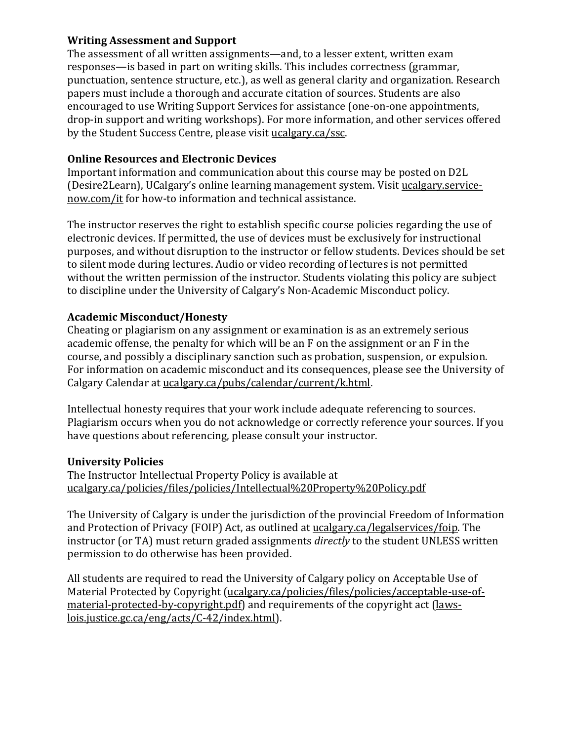### Writing Assessment and Support

The assessment of all written assignments—and, to a lesser extent, written exam responses—is based in part on writing skills. This includes correctness (grammar, punctuation, sentence structure, etc.), as well as general clarity and organization. Research papers must include a thorough and accurate citation of sources. Students are also encouraged to use Writing Support Services for assistance (one-on-one appointments, drop-in support and writing workshops). For more information, and other services offered by the Student Success Centre, please visit ucalgary.ca/ssc.

### Online Resources and Electronic Devices

Important information and communication about this course may be posted on D2L (Desire2Learn), UCalgary's online learning management system. Visit ucalgary.service-now.com/it for how-to information and technical assistance.

The instructor reserves the right to establish specific course policies regarding the use of electronic devices. If permitted, the use of devices must be exclusively for instructional purposes, and without disruption to the instructor or fellow students. Devices should be set to silent mode during lectures. Audio or video recording of lectures is not permitted without the written permission of the instructor. Students violating this policy are subject to discipline under the University of Calgary's Non-Academic Misconduct policy.

### Academic Misconduct/Honesty

Cheating or plagiarism on any assignment or examination is as an extremely serious academic offense, the penalty for which will be an F on the assignment or an F in the course, and possibly a disciplinary sanction such as probation, suspension, or expulsion. For information on academic misconduct and its consequences, please see the University of Calgary Calendar at ucalgary.ca/pubs/calendar/current/k.html.

Intellectual honesty requires that your work include adequate referencing to sources. Plagiarism occurs when you do not acknowledge or correctly reference your sources. If you have questions about referencing, please consult your instructor.

### University Policies

The Instructor Intellectual Property Policy is available at ucalgary.ca/policies/files/policies/Intellectual%20Property%20Policy.pdf

The University of Calgary is under the jurisdiction of the provincial Freedom of Information and Protection of Privacy (FOIP) Act, as outlined at ucalgary.ca/legalservices/foip. The instructor (or TA) must return graded assignments *directly* to the student UNLESS written permission to do otherwise has been provided.

All students are required to read the University of Calgary policy on Acceptable Use of Material Protected by Copyright (ucalgary.ca/policies/files/policies/acceptable-use-of-material-protected-by-copyright.pdf) and requirements of the copyright act (laws-lois.justice.gc.ca/eng/acts/C-42/index.html).